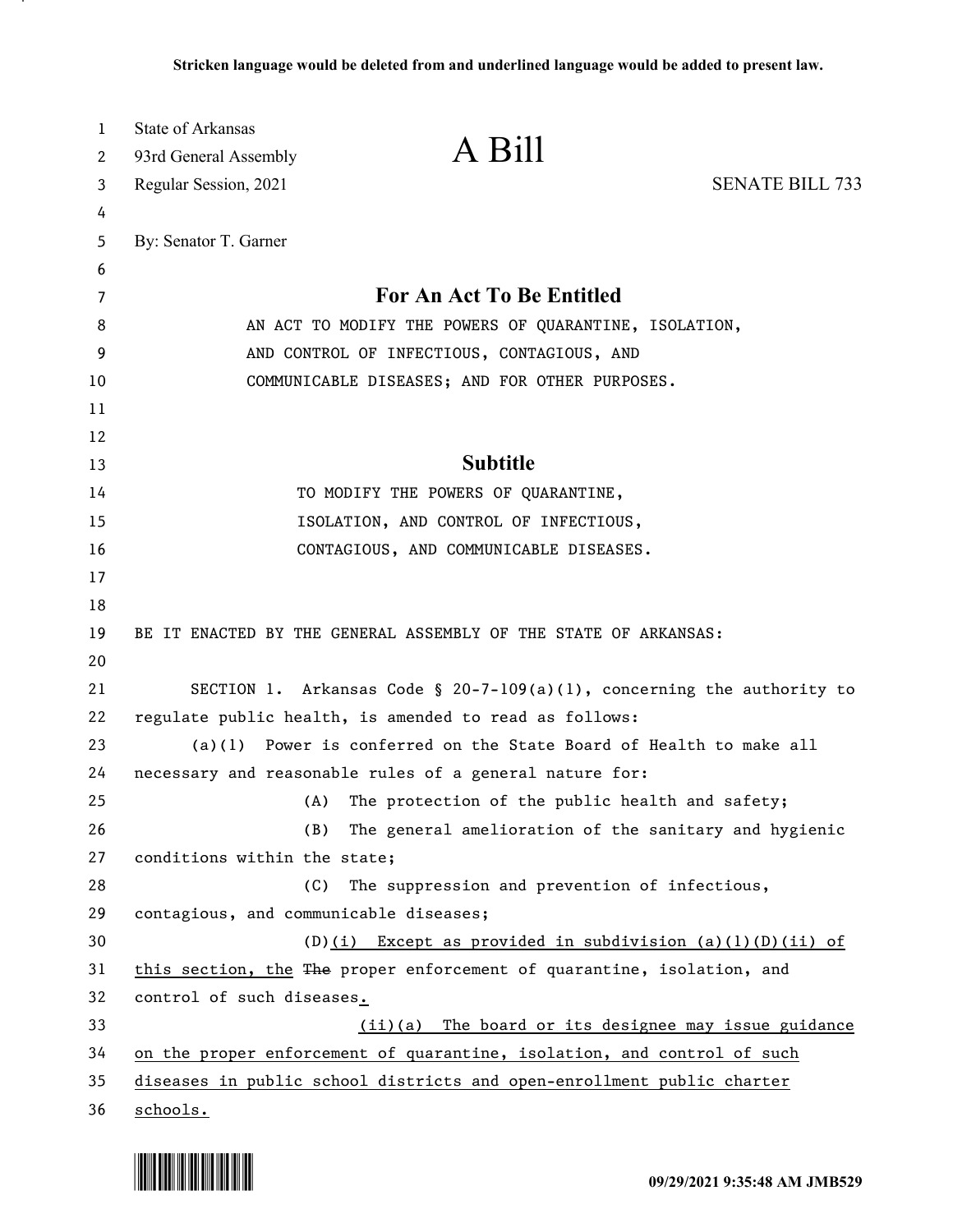Stricken language would be deleted from and underlined language would be added to present law.

State of Arkansas
93rd General Assembly
Regular Session, 2021

# A Bill

SENATE BILL 733

By: Senator T. Garner

## For An Act To Be Entitled

AN ACT TO MODIFY THE POWERS OF QUARANTINE, ISOLATION, AND CONTROL OF INFECTIOUS, CONTAGIOUS, AND COMMUNICABLE DISEASES; AND FOR OTHER PURPOSES.

## Subtitle

TO MODIFY THE POWERS OF QUARANTINE, ISOLATION, AND CONTROL OF INFECTIOUS, CONTAGIOUS, AND COMMUNICABLE DISEASES.

BE IT ENACTED BY THE GENERAL ASSEMBLY OF THE STATE OF ARKANSAS:

SECTION 1. Arkansas Code § 20-7-109(a)(1), concerning the authority to regulate public health, is amended to read as follows:

(a)(1) Power is conferred on the State Board of Health to make all necessary and reasonable rules of a general nature for:

(A) The protection of the public health and safety;

(B) The general amelioration of the sanitary and hygienic conditions within the state;

(C) The suppression and prevention of infectious, contagious, and communicable diseases;

(D)<u>(i) Except as provided in subdivision (a)(1)(D)(ii) of this section, the</u> ~~The~~ proper enforcement of quarantine, isolation, and control of such diseases<u>.</u>

<u>(ii)(a) The board or its designee may issue guidance on the proper enforcement of quarantine, isolation, and control of such diseases in public school districts and open-enrollment public charter schools.</u>

09/29/2021 9:35:48 AM JMB529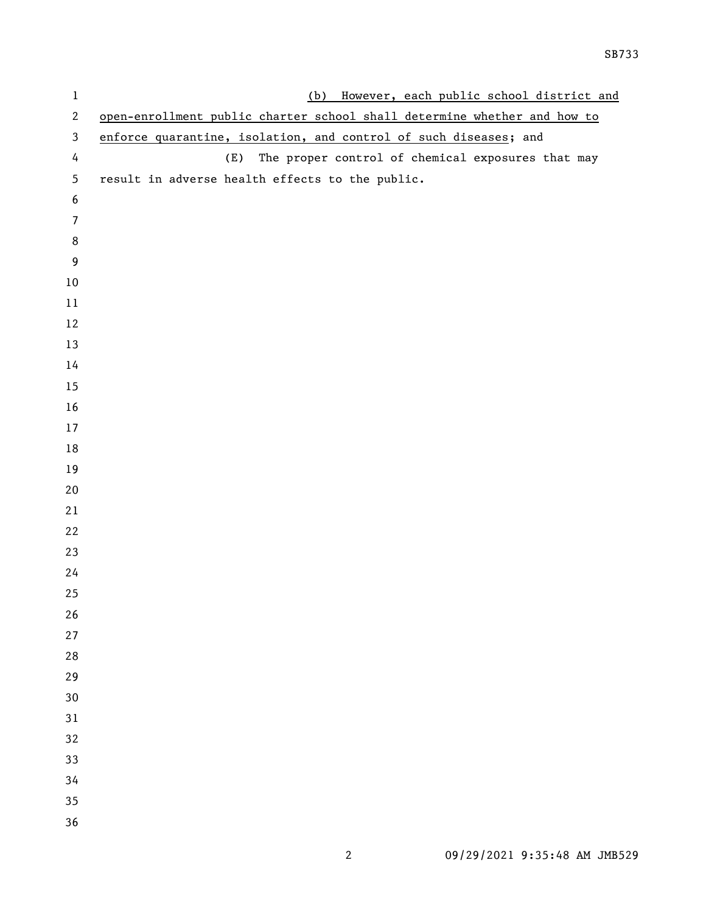(b) <u>However, each public school district and open-enrollment public charter school shall determine whether and how to enforce quarantine, isolation, and control of such diseases</u>; and

(E) The proper control of chemical exposures that may result in adverse health effects to the public.